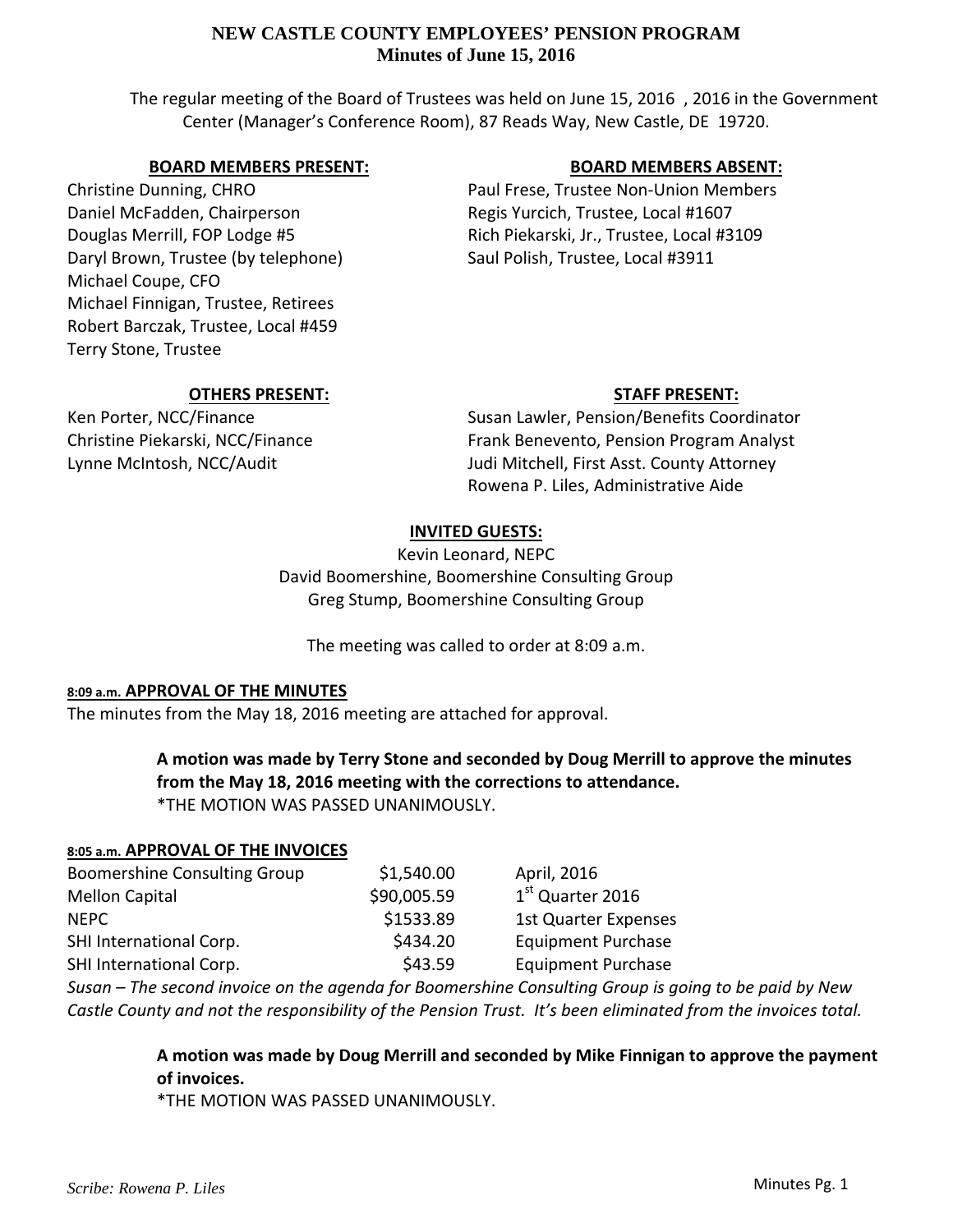# NEW CASTLE COUNTY EMPLOYEES' PENSION PROGRAM
## Minutes of June 15, 2016

The regular meeting of the Board of Trustees was held on June 15, 2016 , 2016 in the Government Center (Manager's Conference Room), 87 Reads Way, New Castle, DE 19720.

**BOARD MEMBERS PRESENT:**

Christine Dunning, CHRO
Daniel McFadden, Chairperson
Douglas Merrill, FOP Lodge #5
Daryl Brown, Trustee (by telephone)
Michael Coupe, CFO
Michael Finnigan, Trustee, Retirees
Robert Barczak, Trustee, Local #459
Terry Stone, Trustee

**BOARD MEMBERS ABSENT:**

Paul Frese, Trustee Non-Union Members
Regis Yurcich, Trustee, Local #1607
Rich Piekarski, Jr., Trustee, Local #3109
Saul Polish, Trustee, Local #3911

**OTHERS PRESENT:**

Ken Porter, NCC/Finance
Christine Piekarski, NCC/Finance
Lynne McIntosh, NCC/Audit

**STAFF PRESENT:**

Susan Lawler, Pension/Benefits Coordinator
Frank Benevento, Pension Program Analyst
Judi Mitchell, First Asst. County Attorney
Rowena P. Liles, Administrative Aide

**INVITED GUESTS:**

Kevin Leonard, NEPC
David Boomershine, Boomershine Consulting Group
Greg Stump, Boomershine Consulting Group

The meeting was called to order at 8:09 a.m.

**8:09 a.m. APPROVAL OF THE MINUTES**

The minutes from the May 18, 2016 meeting are attached for approval.

> **A motion was made by Terry Stone and seconded by Doug Merrill to approve the minutes from the May 18, 2016 meeting with the corrections to attendance.**
> *THE MOTION WAS PASSED UNANIMOUSLY.

**8:05 a.m. APPROVAL OF THE INVOICES**

| | | |
|---|---|---|
| Boomershine Consulting Group | \$1,540.00 | April, 2016 |
| Mellon Capital | \$90,005.59 | 1st Quarter 2016 |
| NEPC | \$1533.89 | 1st Quarter Expenses |
| SHI International Corp. | \$434.20 | Equipment Purchase |
| SHI International Corp. | \$43.59 | Equipment Purchase |

*Susan – The second invoice on the agenda for Boomershine Consulting Group is going to be paid by New Castle County and not the responsibility of the Pension Trust. It's been eliminated from the invoices total.*

> **A motion was made by Doug Merrill and seconded by Mike Finnigan to approve the payment of invoices.**
> *THE MOTION WAS PASSED UNANIMOUSLY.

*Scribe: Rowena P. Liles*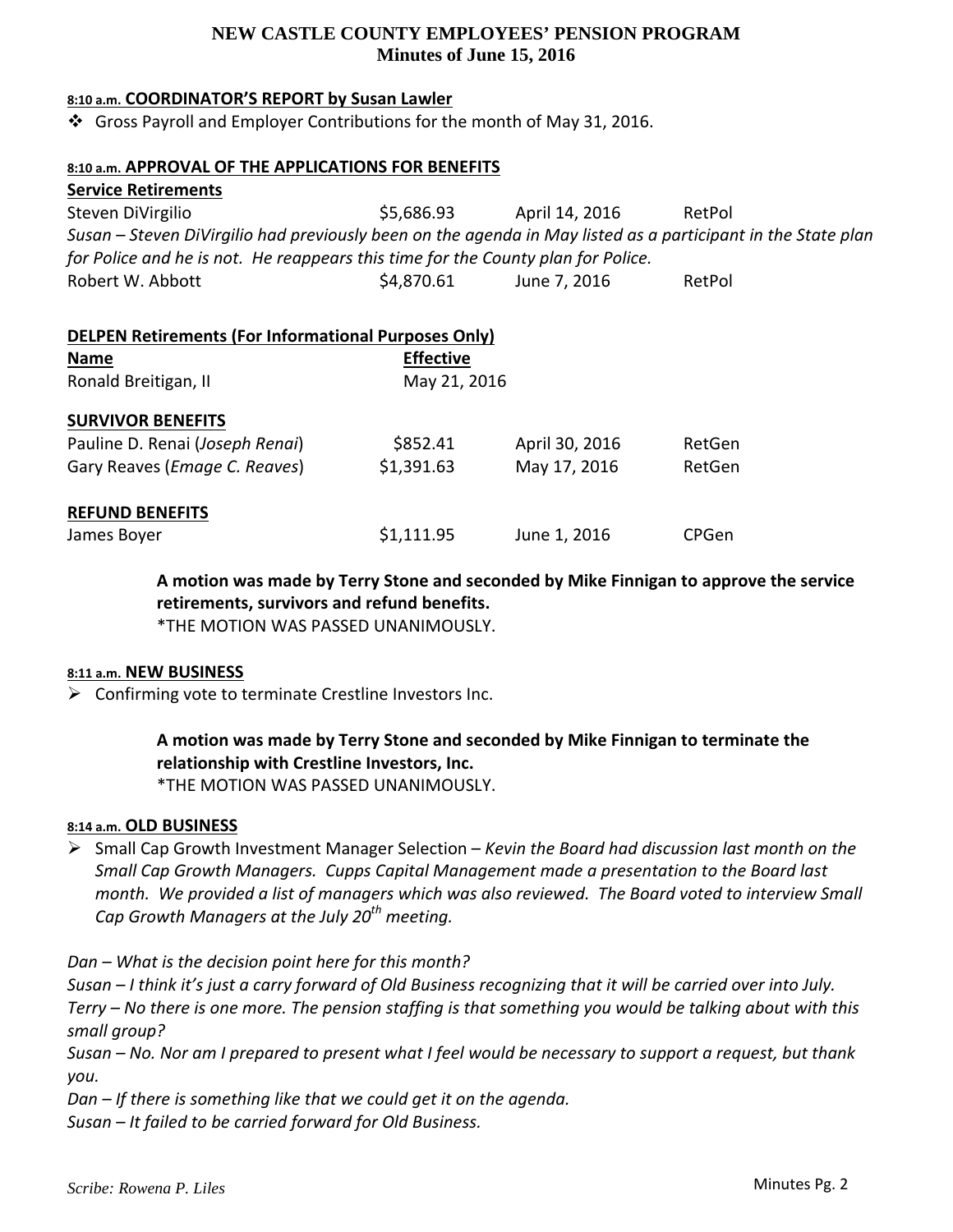# NEW CASTLE COUNTY EMPLOYEES' PENSION PROGRAM
## Minutes of June 15, 2016

**8:10 a.m. COORDINATOR'S REPORT by Susan Lawler**

- Gross Payroll and Employer Contributions for the month of May 31, 2016.

**8:10 a.m. APPROVAL OF THE APPLICATIONS FOR BENEFITS**

**Service Retirements**

| | | | |
|---|---|---|---|
| Steven DiVirgilio | $5,686.93 | April 14, 2016 | RetPol |

*Susan – Steven DiVirgilio had previously been on the agenda in May listed as a participant in the State plan for Police and he is not. He reappears this time for the County plan for Police.*

| | | | |
|---|---|---|---|
| Robert W. Abbott | $4,870.61 | June 7, 2016 | RetPol |

**DELPEN Retirements (For Informational Purposes Only)**

| **Name** | **Effective** |
|---|---|
| Ronald Breitigan, II | May 21, 2016 |

**SURVIVOR BENEFITS**

| | | | |
|---|---|---|---|
| Pauline D. Renai (*Joseph Renai*) | $852.41 | April 30, 2016 | RetGen |
| Gary Reaves (*Emage C. Reaves*) | $1,391.63 | May 17, 2016 | RetGen |

**REFUND BENEFITS**

| | | | |
|---|---|---|---|
| James Boyer | $1,111.95 | June 1, 2016 | CPGen |

> **A motion was made by Terry Stone and seconded by Mike Finnigan to approve the service retirements, survivors and refund benefits.**
> *THE MOTION WAS PASSED UNANIMOUSLY.

**8:11 a.m. NEW BUSINESS**

- Confirming vote to terminate Crestline Investors Inc.

> **A motion was made by Terry Stone and seconded by Mike Finnigan to terminate the relationship with Crestline Investors, Inc.**
> *THE MOTION WAS PASSED UNANIMOUSLY.

**8:14 a.m. OLD BUSINESS**

- Small Cap Growth Investment Manager Selection – *Kevin the Board had discussion last month on the Small Cap Growth Managers. Cupps Capital Management made a presentation to the Board last month. We provided a list of managers which was also reviewed. The Board voted to interview Small Cap Growth Managers at the July 20th meeting.*

*Dan – What is the decision point here for this month?*
*Susan – I think it's just a carry forward of Old Business recognizing that it will be carried over into July.*
*Terry – No there is one more. The pension staffing is that something you would be talking about with this small group?*
*Susan – No. Nor am I prepared to present what I feel would be necessary to support a request, but thank you.*
*Dan – If there is something like that we could get it on the agenda.*
*Susan – It failed to be carried forward for Old Business.*

*Scribe: Rowena P. Liles*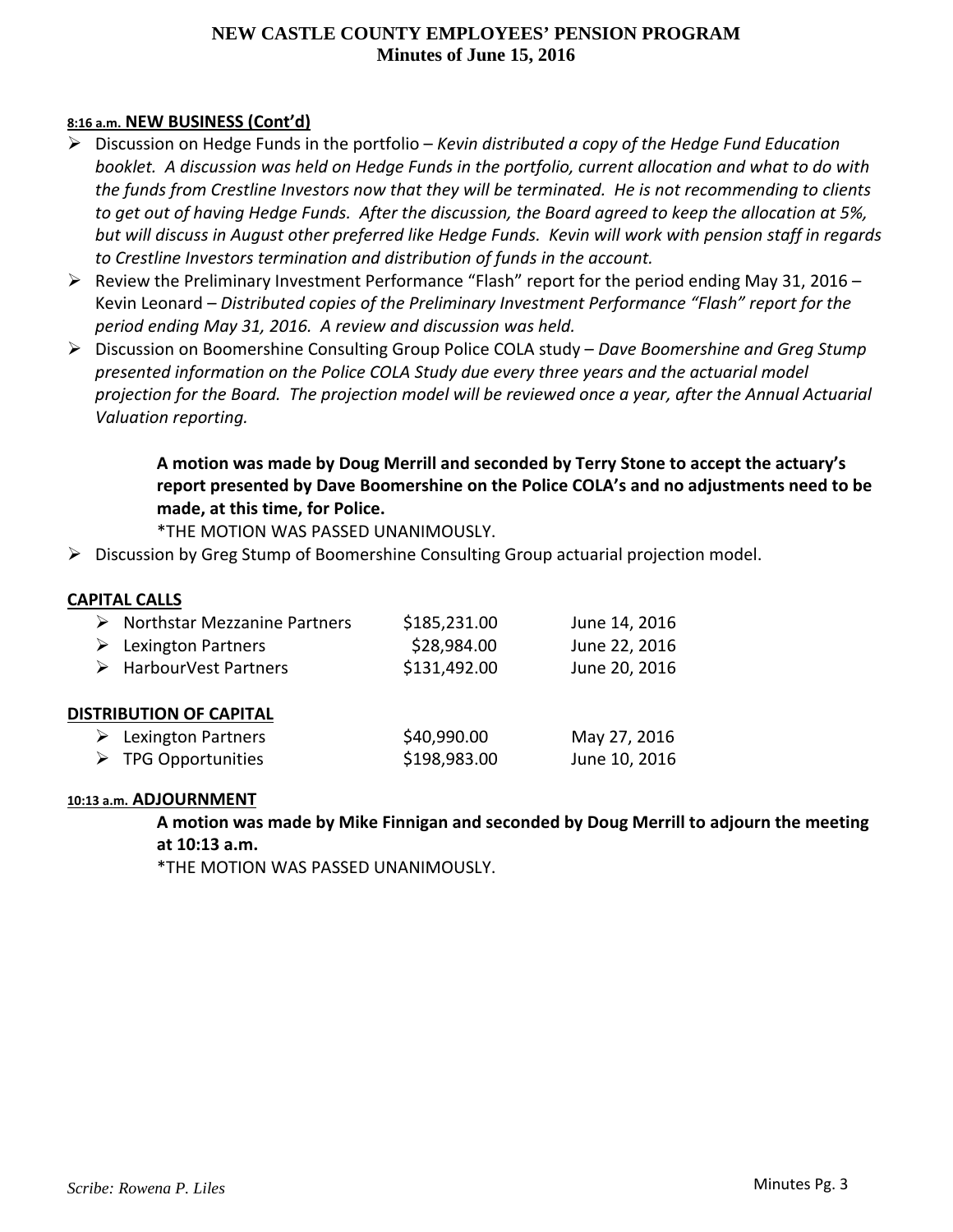**8:16 a.m. NEW BUSINESS (Cont'd)**

- Discussion on Hedge Funds in the portfolio – *Kevin distributed a copy of the Hedge Fund Education booklet. A discussion was held on Hedge Funds in the portfolio, current allocation and what to do with the funds from Crestline Investors now that they will be terminated. He is not recommending to clients to get out of having Hedge Funds. After the discussion, the Board agreed to keep the allocation at 5%, but will discuss in August other preferred like Hedge Funds. Kevin will work with pension staff in regards to Crestline Investors termination and distribution of funds in the account.*
- Review the Preliminary Investment Performance "Flash" report for the period ending May 31, 2016 – Kevin Leonard – *Distributed copies of the Preliminary Investment Performance "Flash" report for the period ending May 31, 2016. A review and discussion was held.*
- Discussion on Boomershine Consulting Group Police COLA study – *Dave Boomershine and Greg Stump presented information on the Police COLA Study due every three years and the actuarial model projection for the Board. The projection model will be reviewed once a year, after the Annual Actuarial Valuation reporting.*

  **A motion was made by Doug Merrill and seconded by Terry Stone to accept the actuary's report presented by Dave Boomershine on the Police COLA's and no adjustments need to be made, at this time, for Police.**
  *THE MOTION WAS PASSED UNANIMOUSLY.

- Discussion by Greg Stump of Boomershine Consulting Group actuarial projection model.

**CAPITAL CALLS**

| | | |
|---|---|---|
| Northstar Mezzanine Partners | $185,231.00 | June 14, 2016 |
| Lexington Partners | $28,984.00 | June 22, 2016 |
| HarbourVest Partners | $131,492.00 | June 20, 2016 |

**DISTRIBUTION OF CAPITAL**

| | | |
|---|---|---|
| Lexington Partners | $40,990.00 | May 27, 2016 |
| TPG Opportunities | $198,983.00 | June 10, 2016 |

**10:13 a.m. ADJOURNMENT**

**A motion was made by Mike Finnigan and seconded by Doug Merrill to adjourn the meeting at 10:13 a.m.**
*THE MOTION WAS PASSED UNANIMOUSLY.

*Scribe: Rowena P. Liles*